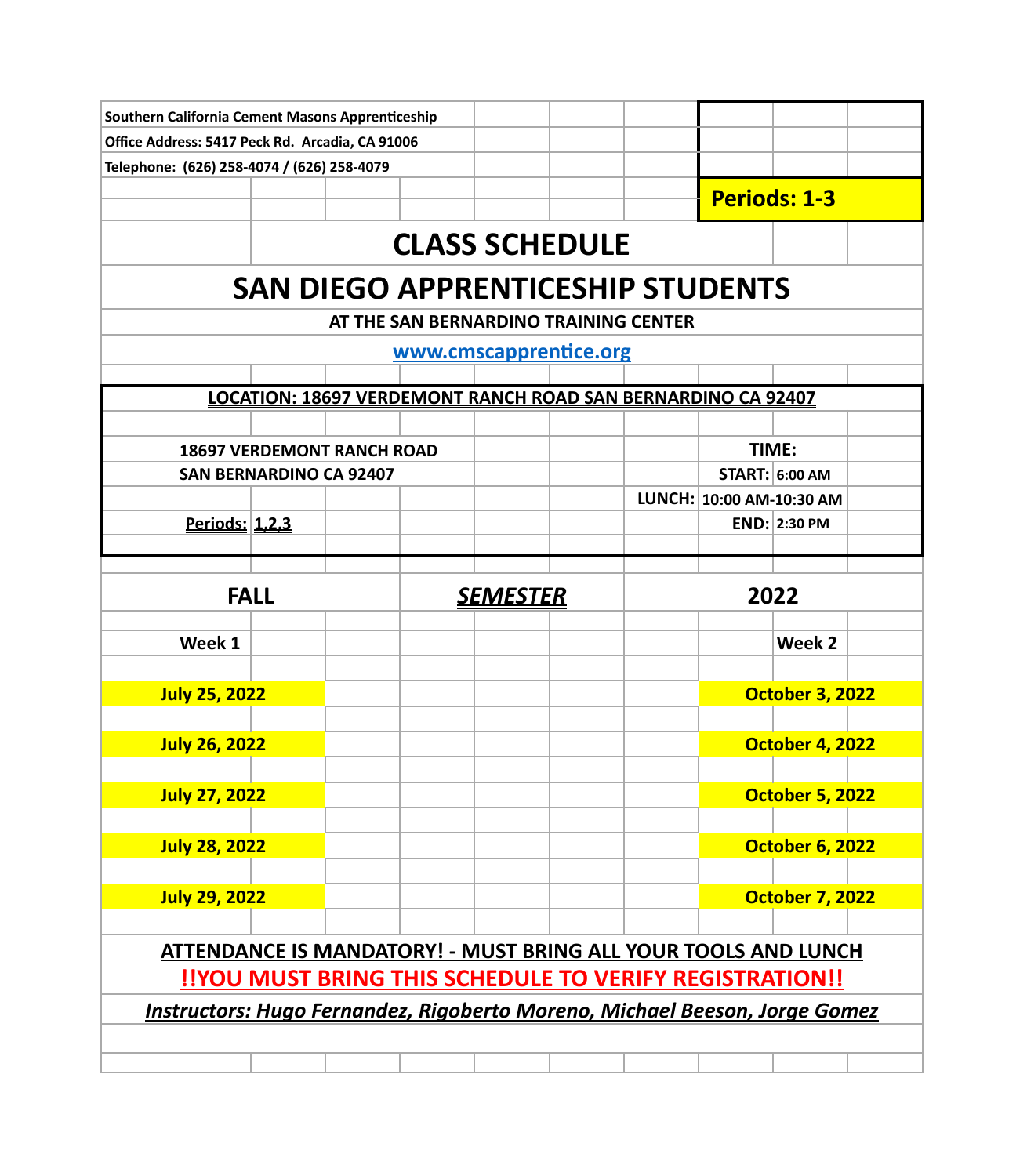**Southern California Cement Masons Apprenticeship**

**Office Address: 5417 Peck Rd. Arcadia, CA 91006**

**Telephone: (626) 258-4074 / (626) 258-4079**

**Periods: 1-3**

# CLASS SCHEDULE

# SAN DIEGO APPRENTICESHIP STUDENTS

**AT THE SAN BERNARDINO TRAINING CENTER**

**www.cmscapprentice.org**

**LOCATION: 18697 VERDEMONT RANCH ROAD SAN BERNARDINO CA 92407**

**18697 VERDEMONT RANCH ROAD**
**SAN BERNARDINO CA 92407**

**Periods: 1,2,3**

| **TIME:** | |
|---|---|
| **START:** | **6:00 AM** |
| **LUNCH:** | **10:00 AM-10:30 AM** |
| **END:** | **2:30 PM** |

## FALL *SEMESTER* 2022

| **Week 1** | **Week 2** |
|---|---|
| **July 25, 2022** | **October 3, 2022** |
| **July 26, 2022** | **October 4, 2022** |
| **July 27, 2022** | **October 5, 2022** |
| **July 28, 2022** | **October 6, 2022** |
| **July 29, 2022** | **October 7, 2022** |

**ATTENDANCE IS MANDATORY! - MUST BRING ALL YOUR TOOLS AND LUNCH**

**!!YOU MUST BRING THIS SCHEDULE TO VERIFY REGISTRATION!!**

***Instructors: Hugo Fernandez, Rigoberto Moreno, Michael Beeson, Jorge Gomez***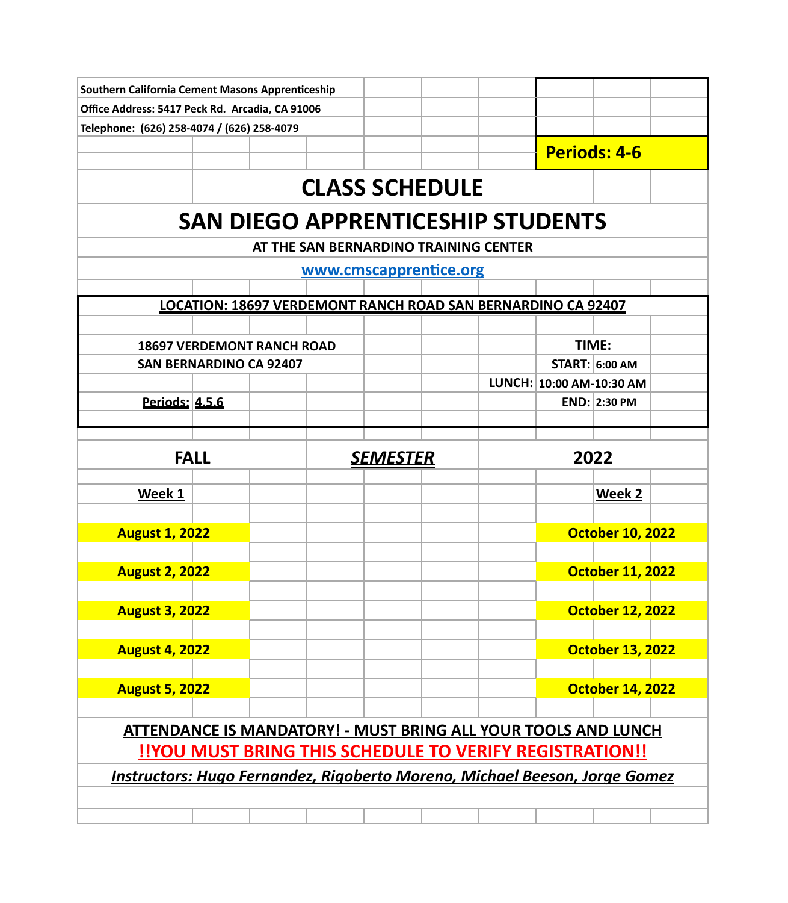Southern California Cement Masons Apprenticeship
Office Address: 5417 Peck Rd. Arcadia, CA 91006
Telephone: (626) 258-4074 / (626) 258-4079

**Periods: 4-6**

# CLASS SCHEDULE

# SAN DIEGO APPRENTICESHIP STUDENTS

**AT THE SAN BERNARDINO TRAINING CENTER**

[www.cmscapprentice.org](http://www.cmscapprentice.org)

**LOCATION: 18697 VERDEMONT RANCH ROAD SAN BERNARDINO CA 92407**

**18697 VERDEMONT RANCH ROAD**
**SAN BERNARDINO CA 92407**

**Periods: 4,5,6**

**TIME:**
**START:** 6:00 AM
**LUNCH:** 10:00 AM-10:30 AM
**END:** 2:30 PM

## FALL *SEMESTER* 2022

| Week 1 | Week 2 |
|---|---|
| August 1, 2022 | October 10, 2022 |
| August 2, 2022 | October 11, 2022 |
| August 3, 2022 | October 12, 2022 |
| August 4, 2022 | October 13, 2022 |
| August 5, 2022 | October 14, 2022 |

**ATTENDANCE IS MANDATORY! - MUST BRING ALL YOUR TOOLS AND LUNCH**

**!!YOU MUST BRING THIS SCHEDULE TO VERIFY REGISTRATION!!**

***Instructors: Hugo Fernandez, Rigoberto Moreno, Michael Beeson, Jorge Gomez***